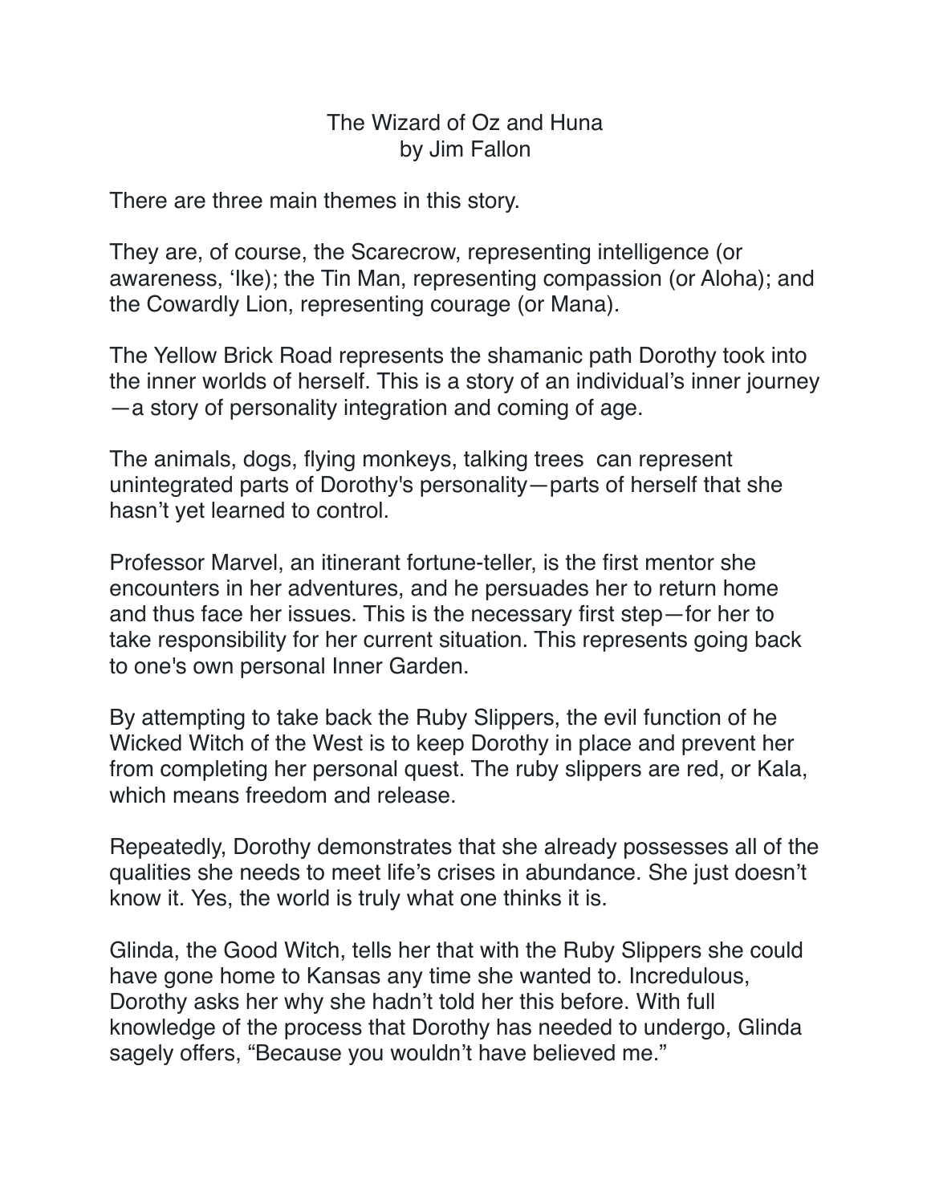# The Wizard of Oz and Huna
by Jim Fallon

There are three main themes in this story.

They are, of course, the Scarecrow, representing intelligence (or awareness, ‘Ike); the Tin Man, representing compassion (or Aloha); and the Cowardly Lion, representing courage (or Mana).

The Yellow Brick Road represents the shamanic path Dorothy took into the inner worlds of herself. This is a story of an individual’s inner journey—a story of personality integration and coming of age.

The animals, dogs, flying monkeys, talking trees  can represent unintegrated parts of Dorothy's personality—parts of herself that she hasn’t yet learned to control.

Professor Marvel, an itinerant fortune-teller, is the first mentor she encounters in her adventures, and he persuades her to return home and thus face her issues. This is the necessary first step—for her to take responsibility for her current situation. This represents going back to one's own personal Inner Garden.

By attempting to take back the Ruby Slippers, the evil function of he Wicked Witch of the West is to keep Dorothy in place and prevent her from completing her personal quest. The ruby slippers are red, or Kala, which means freedom and release.

Repeatedly, Dorothy demonstrates that she already possesses all of the qualities she needs to meet life’s crises in abundance. She just doesn’t know it. Yes, the world is truly what one thinks it is.

Glinda, the Good Witch, tells her that with the Ruby Slippers she could have gone home to Kansas any time she wanted to. Incredulous, Dorothy asks her why she hadn’t told her this before. With full knowledge of the process that Dorothy has needed to undergo, Glinda sagely offers, “Because you wouldn’t have believed me.”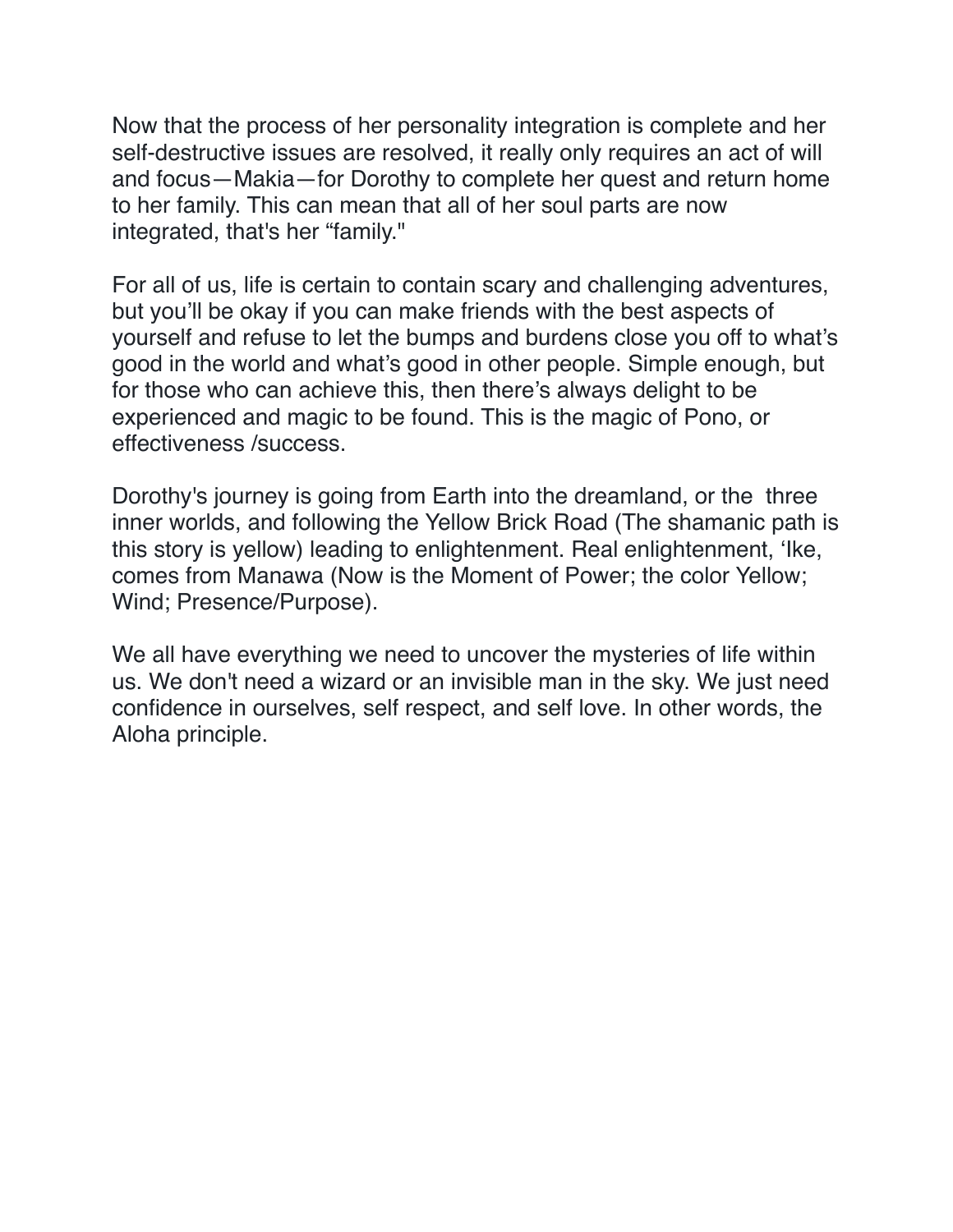Now that the process of her personality integration is complete and her self-destructive issues are resolved, it really only requires an act of will and focus—Makia—for Dorothy to complete her quest and return home to her family. This can mean that all of her soul parts are now integrated, that's her "family."

For all of us, life is certain to contain scary and challenging adventures, but you'll be okay if you can make friends with the best aspects of yourself and refuse to let the bumps and burdens close you off to what's good in the world and what's good in other people. Simple enough, but for those who can achieve this, then there's always delight to be experienced and magic to be found. This is the magic of Pono, or effectiveness /success.

Dorothy's journey is going from Earth into the dreamland, or the three inner worlds, and following the Yellow Brick Road (The shamanic path is this story is yellow) leading to enlightenment. Real enlightenment, 'Ike, comes from Manawa (Now is the Moment of Power; the color Yellow; Wind; Presence/Purpose).

We all have everything we need to uncover the mysteries of life within us. We don't need a wizard or an invisible man in the sky. We just need confidence in ourselves, self respect, and self love. In other words, the Aloha principle.